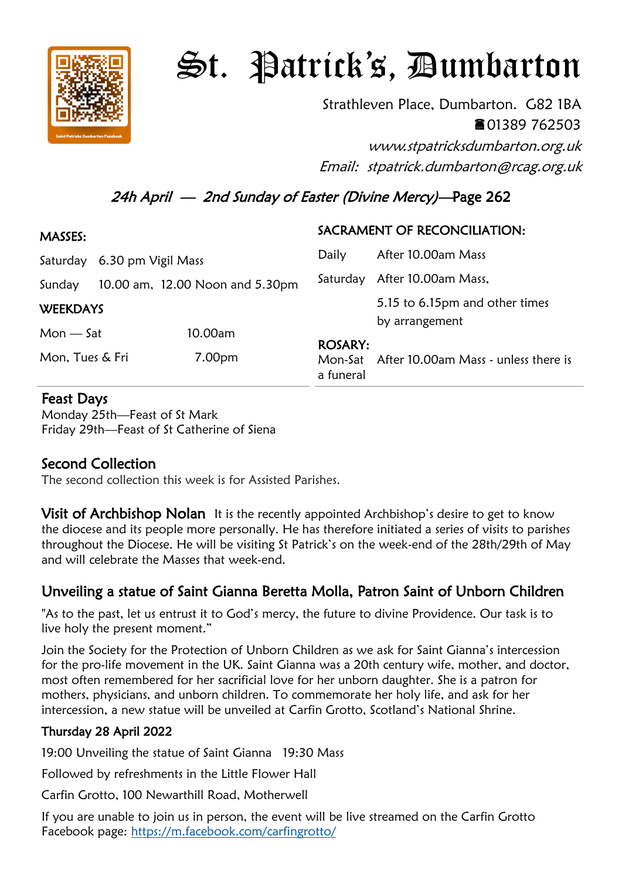# St. Patrick's, Dumbarton

Saint Patricks Dumbarton Facebook

Strathleven Place, Dumbarton. G82 1BA
☎01389 762503
*www.stpatricksdumbarton.org.uk*
*Email: stpatrick.dumbarton@rcag.org.uk*

## *24h April — 2nd Sunday of Easter (Divine Mercy)*—Page 262

**MASSES:**

| | |
|---|---|
| Saturday | 6.30 pm Vigil Mass |
| Sunday | 10.00 am, 12.00 Noon and 5.30pm |

**WEEKDAYS**

| | |
|---|---|
| Mon — Sat | 10.00am |
| Mon, Tues & Fri | 7.00pm |

**SACRAMENT OF RECONCILIATION:**

| | |
|---|---|
| Daily | After 10.00am Mass |
| Saturday | After 10.00am Mass, 5.15 to 6.15pm and other times by arrangement |

**ROSARY:**
Mon-Sat After 10.00am Mass - unless there is a funeral

## Feast Days

Monday 25th—Feast of St Mark
Friday 29th—Feast of St Catherine of Siena

## Second Collection

The second collection this week is for Assisted Parishes.

**Visit of Archbishop Nolan** It is the recently appointed Archbishop's desire to get to know the diocese and its people more personally. He has therefore initiated a series of visits to parishes throughout the Diocese. He will be visiting St Patrick's on the week-end of the 28th/29th of May and will celebrate the Masses that week-end.

## Unveiling a statue of Saint Gianna Beretta Molla, Patron Saint of Unborn Children

"As to the past, let us entrust it to God's mercy, the future to divine Providence. Our task is to live holy the present moment."

Join the Society for the Protection of Unborn Children as we ask for Saint Gianna's intercession for the pro-life movement in the UK. Saint Gianna was a 20th century wife, mother, and doctor, most often remembered for her sacrificial love for her unborn daughter. She is a patron for mothers, physicians, and unborn children. To commemorate her holy life, and ask for her intercession, a new statue will be unveiled at Carfin Grotto, Scotland's National Shrine.

**Thursday 28 April 2022**

19:00 Unveiling the statue of Saint Gianna 19:30 Mass

Followed by refreshments in the Little Flower Hall

Carfin Grotto, 100 Newarthill Road, Motherwell

If you are unable to join us in person, the event will be live streamed on the Carfin Grotto Facebook page: https://m.facebook.com/carfingrotto/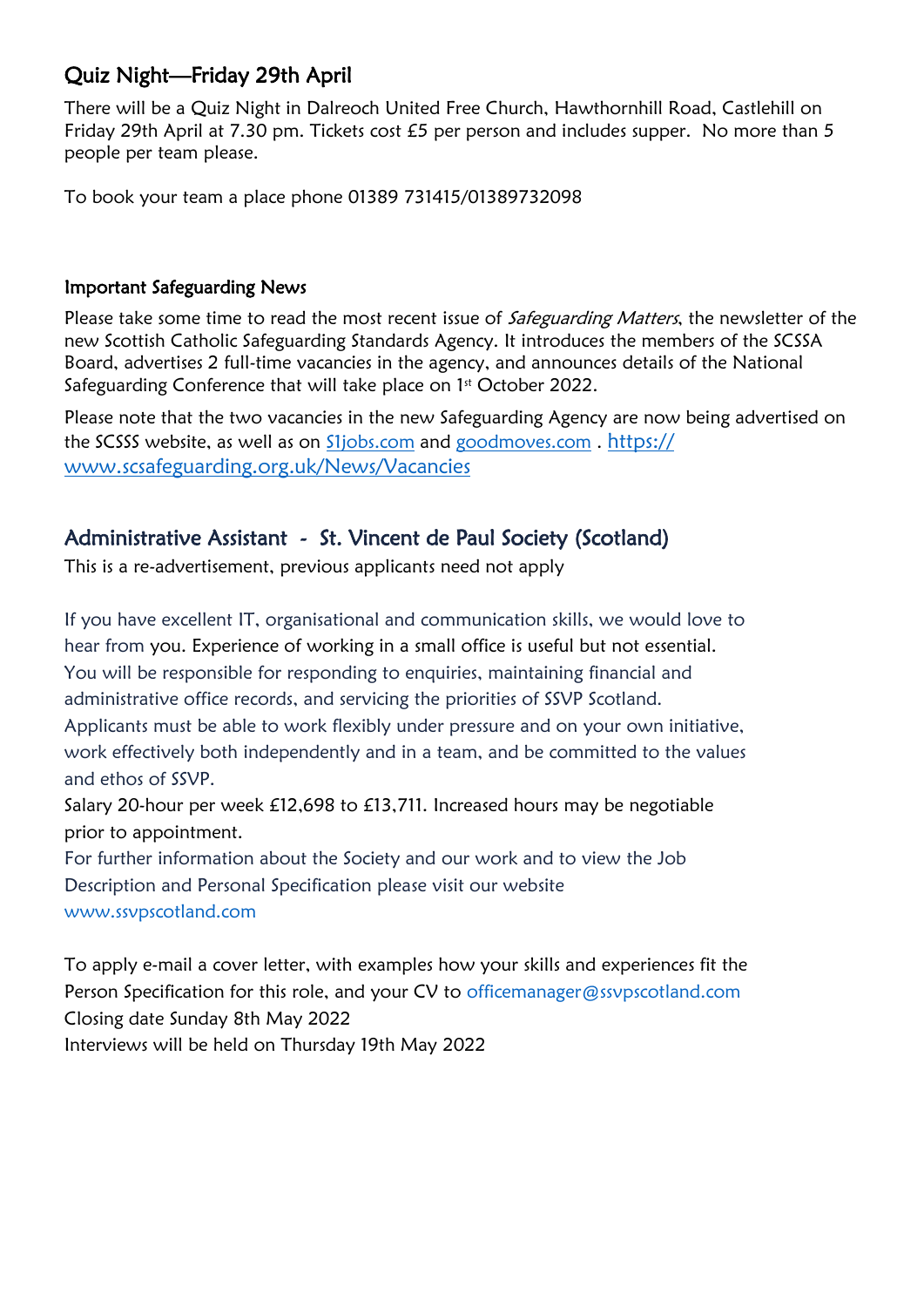## Quiz Night—Friday 29th April

There will be a Quiz Night in Dalreoch United Free Church, Hawthornhill Road, Castlehill on Friday 29th April at 7.30 pm. Tickets cost £5 per person and includes supper. No more than 5 people per team please.

To book your team a place phone 01389 731415/01389732098

### Important Safeguarding News

Please take some time to read the most recent issue of *Safeguarding Matters*, the newsletter of the new Scottish Catholic Safeguarding Standards Agency. It introduces the members of the SCSSA Board, advertises 2 full-time vacancies in the agency, and announces details of the National Safeguarding Conference that will take place on 1st October 2022.

Please note that the two vacancies in the new Safeguarding Agency are now being advertised on the SCSSS website, as well as on S1jobs.com and goodmoves.com . https://www.scsafeguarding.org.uk/News/Vacancies

## Administrative Assistant - St. Vincent de Paul Society (Scotland)

This is a re-advertisement, previous applicants need not apply

If you have excellent IT, organisational and communication skills, we would love to hear from you. Experience of working in a small office is useful but not essential. You will be responsible for responding to enquiries, maintaining financial and administrative office records, and servicing the priorities of SSVP Scotland. Applicants must be able to work flexibly under pressure and on your own initiative, work effectively both independently and in a team, and be committed to the values and ethos of SSVP.

Salary 20-hour per week £12,698 to £13,711. Increased hours may be negotiable prior to appointment.

For further information about the Society and our work and to view the Job Description and Personal Specification please visit our website www.ssvpscotland.com

To apply e-mail a cover letter, with examples how your skills and experiences fit the Person Specification for this role, and your CV to officemanager@ssvpscotland.com

Closing date Sunday 8th May 2022

Interviews will be held on Thursday 19th May 2022